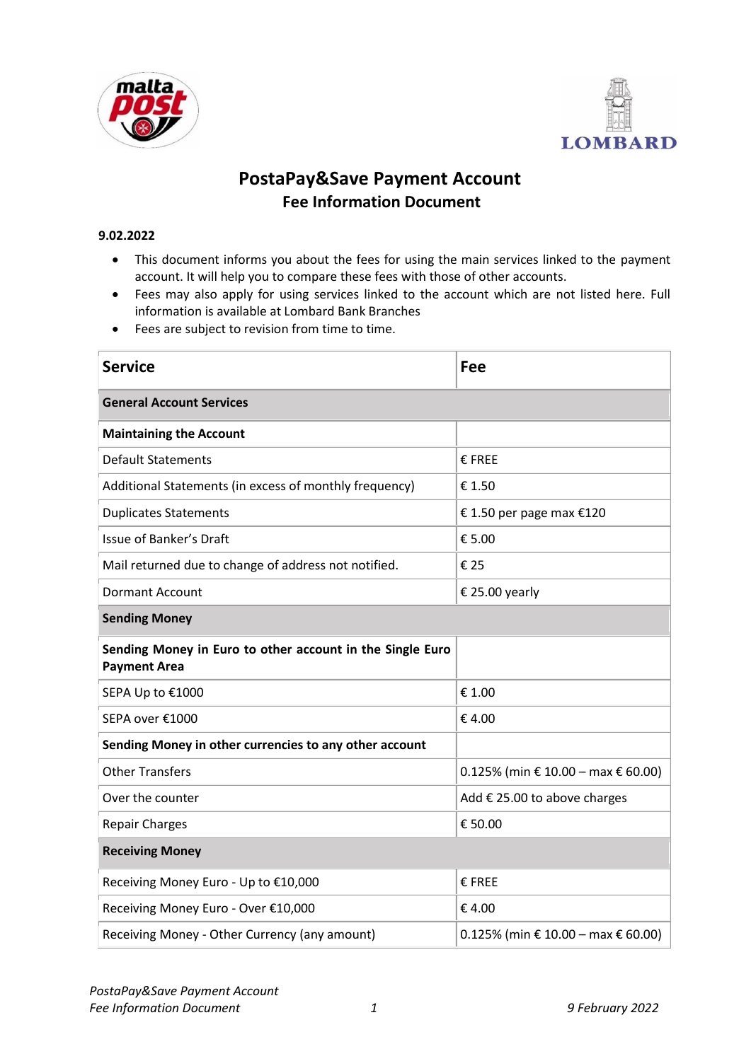# PostaPay&Save Payment Account

## Fee Information Document

**9.02.2022**

- This document informs you about the fees for using the main services linked to the payment account. It will help you to compare these fees with those of other accounts.
- Fees may also apply for using services linked to the account which are not listed here. Full information is available at Lombard Bank Branches
- Fees are subject to revision from time to time.

| Service | Fee |
|---|---|
| **General Account Services** | |
| **Maintaining the Account** | |
| Default Statements | € FREE |
| Additional Statements (in excess of monthly frequency) | € 1.50 |
| Duplicates Statements | € 1.50 per page max €120 |
| Issue of Banker's Draft | € 5.00 |
| Mail returned due to change of address not notified. | € 25 |
| Dormant Account | € 25.00 yearly |
| **Sending Money** | |
| **Sending Money in Euro to other account in the Single Euro Payment Area** | |
| SEPA Up to €1000 | € 1.00 |
| SEPA over €1000 | € 4.00 |
| **Sending Money in other currencies to any other account** | |
| Other Transfers | 0.125% (min € 10.00 – max € 60.00) |
| Over the counter | Add € 25.00 to above charges |
| Repair Charges | € 50.00 |
| **Receiving Money** | |
| Receiving Money Euro - Up to €10,000 | € FREE |
| Receiving Money Euro - Over €10,000 | € 4.00 |
| Receiving Money - Other Currency (any amount) | 0.125% (min € 10.00 – max € 60.00) |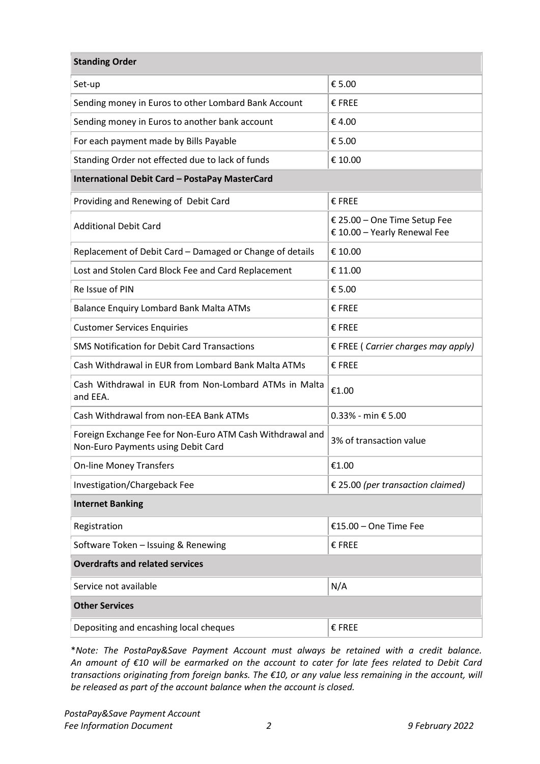| Standing Order | |
|---|---|
| Set-up | € 5.00 |
| Sending money in Euros to other Lombard Bank Account | € FREE |
| Sending money in Euros to another bank account | € 4.00 |
| For each payment made by Bills Payable | € 5.00 |
| Standing Order not effected due to lack of funds | € 10.00 |
| **International Debit Card – PostaPay MasterCard** | |
| Providing and Renewing of Debit Card | € FREE |
| Additional Debit Card | € 25.00 – One Time Setup Fee<br>€ 10.00 – Yearly Renewal Fee |
| Replacement of Debit Card – Damaged or Change of details | € 10.00 |
| Lost and Stolen Card Block Fee and Card Replacement | € 11.00 |
| Re Issue of PIN | € 5.00 |
| Balance Enquiry Lombard Bank Malta ATMs | € FREE |
| Customer Services Enquiries | € FREE |
| SMS Notification for Debit Card Transactions | € FREE ( *Carrier charges may apply)* |
| Cash Withdrawal in EUR from Lombard Bank Malta ATMs | € FREE |
| Cash Withdrawal in EUR from Non-Lombard ATMs in Malta and EEA. | €1.00 |
| Cash Withdrawal from non-EEA Bank ATMs | 0.33% - min € 5.00 |
| Foreign Exchange Fee for Non-Euro ATM Cash Withdrawal and Non-Euro Payments using Debit Card | 3% of transaction value |
| On-line Money Transfers | €1.00 |
| Investigation/Chargeback Fee | € 25.00 *(per transaction claimed)* |
| **Internet Banking** | |
| Registration | €15.00 – One Time Fee |
| Software Token – Issuing & Renewing | € FREE |
| **Overdrafts and related services** | |
| Service not available | N/A |
| **Other Services** | |
| Depositing and encashing local cheques | € FREE |

**Note:* *The PostaPay&Save Payment Account must always be retained with a credit balance. An amount of €10 will be earmarked on the account to cater for late fees related to Debit Card transactions originating from foreign banks. The €10, or any value less remaining in the account, will be released as part of the account balance when the account is closed.*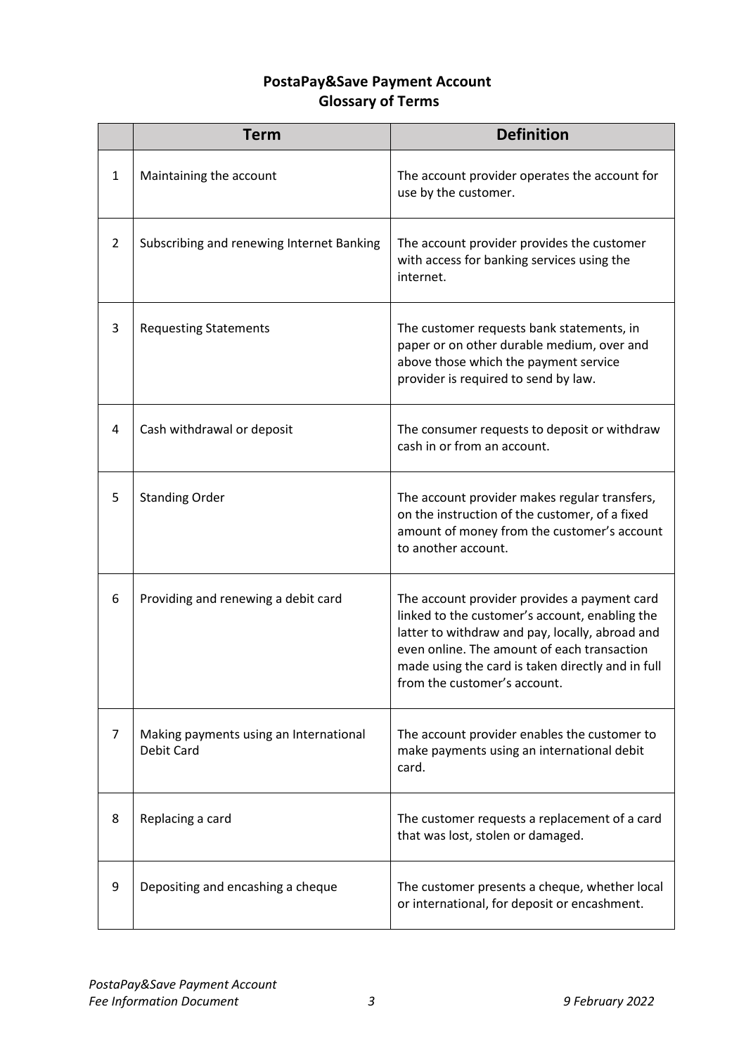**PostaPay&Save Payment Account**
**Glossary of Terms**

| | Term | Definition |
|---|---|---|
| 1 | Maintaining the account | The account provider operates the account for use by the customer. |
| 2 | Subscribing and renewing Internet Banking | The account provider provides the customer with access for banking services using the internet. |
| 3 | Requesting Statements | The customer requests bank statements, in paper or on other durable medium, over and above those which the payment service provider is required to send by law. |
| 4 | Cash withdrawal or deposit | The consumer requests to deposit or withdraw cash in or from an account. |
| 5 | Standing Order | The account provider makes regular transfers, on the instruction of the customer, of a fixed amount of money from the customer's account to another account. |
| 6 | Providing and renewing a debit card | The account provider provides a payment card linked to the customer's account, enabling the latter to withdraw and pay, locally, abroad and even online. The amount of each transaction made using the card is taken directly and in full from the customer's account. |
| 7 | Making payments using an International Debit Card | The account provider enables the customer to make payments using an international debit card. |
| 8 | Replacing a card | The customer requests a replacement of a card that was lost, stolen or damaged. |
| 9 | Depositing and encashing a cheque | The customer presents a cheque, whether local or international, for deposit or encashment. |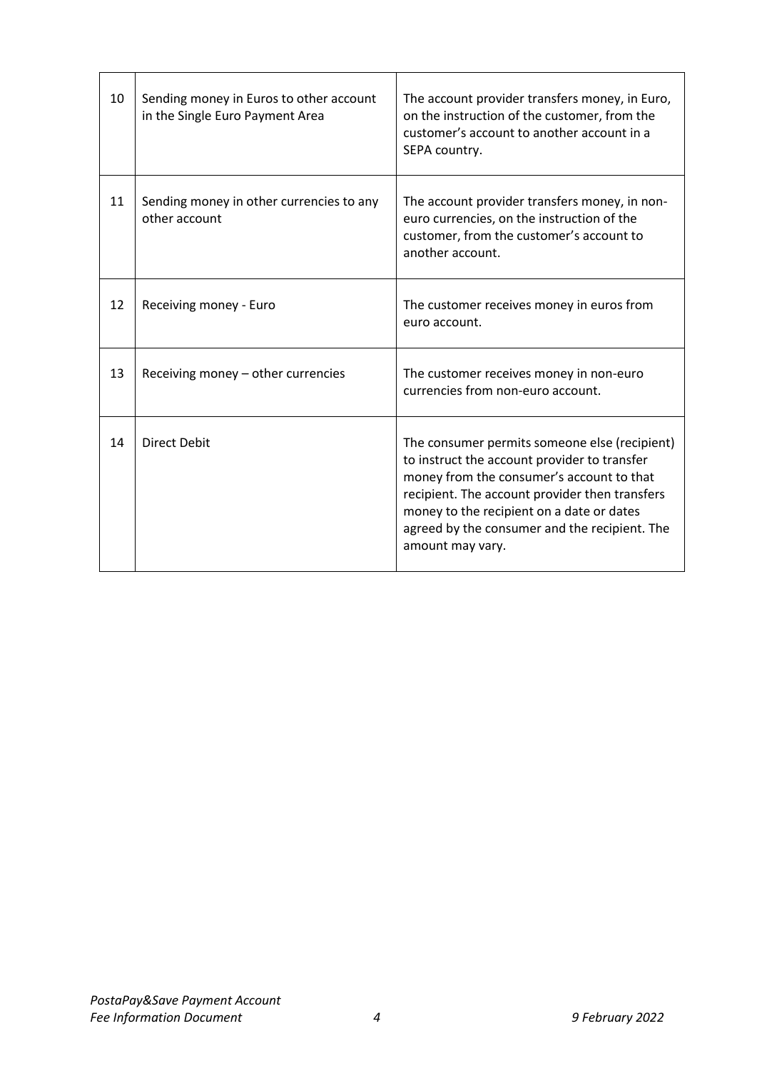| | | |
|---|---|---|
| 10 | Sending money in Euros to other account in the Single Euro Payment Area | The account provider transfers money, in Euro, on the instruction of the customer, from the customer's account to another account in a SEPA country. |
| 11 | Sending money in other currencies to any other account | The account provider transfers money, in non-euro currencies, on the instruction of the customer, from the customer's account to another account. |
| 12 | Receiving money - Euro | The customer receives money in euros from euro account. |
| 13 | Receiving money – other currencies | The customer receives money in non-euro currencies from non-euro account. |
| 14 | Direct Debit | The consumer permits someone else (recipient) to instruct the account provider to transfer money from the consumer's account to that recipient. The account provider then transfers money to the recipient on a date or dates agreed by the consumer and the recipient. The amount may vary. |